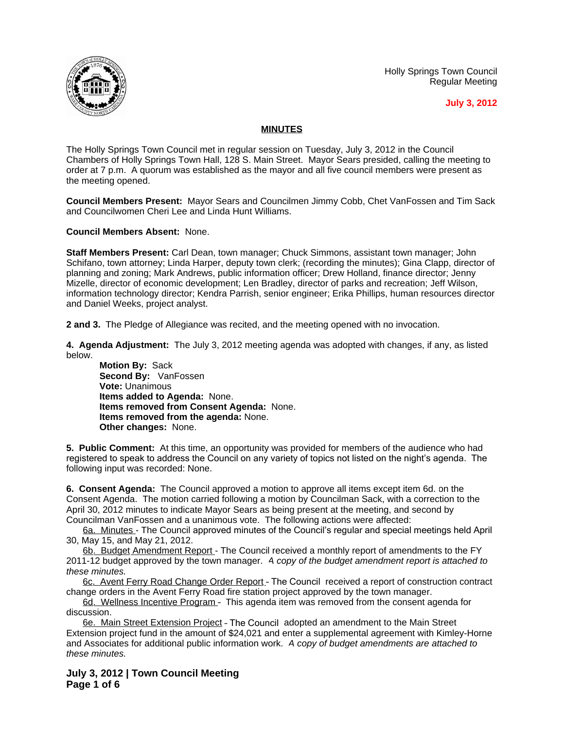Holly Springs Town Council
Regular Meeting

**July 3, 2012**

## MINUTES

The Holly Springs Town Council met in regular session on Tuesday, July 3, 2012 in the Council Chambers of Holly Springs Town Hall, 128 S. Main Street. Mayor Sears presided, calling the meeting to order at 7 p.m. A quorum was established as the mayor and all five council members were present as the meeting opened.

**Council Members Present:** Mayor Sears and Councilmen Jimmy Cobb, Chet VanFossen and Tim Sack and Councilwomen Cheri Lee and Linda Hunt Williams.

**Council Members Absent:** None.

**Staff Members Present:** Carl Dean, town manager; Chuck Simmons, assistant town manager; John Schifano, town attorney; Linda Harper, deputy town clerk; (recording the minutes); Gina Clapp, director of planning and zoning; Mark Andrews, public information officer; Drew Holland, finance director; Jenny Mizelle, director of economic development; Len Bradley, director of parks and recreation; Jeff Wilson, information technology director; Kendra Parrish, senior engineer; Erika Phillips, human resources director and Daniel Weeks, project analyst.

**2 and 3.** The Pledge of Allegiance was recited, and the meeting opened with no invocation.

**4. Agenda Adjustment:** The July 3, 2012 meeting agenda was adopted with changes, if any, as listed below.

**Motion By:** Sack
**Second By:** VanFossen
**Vote:** Unanimous
**Items added to Agenda:** None.
**Items removed from Consent Agenda:** None.
**Items removed from the agenda:** None.
**Other changes:** None.

**5. Public Comment:** At this time, an opportunity was provided for members of the audience who had registered to speak to address the Council on any variety of topics not listed on the night's agenda. The following input was recorded: None.

**6. Consent Agenda:** The Council approved a motion to approve all items except item 6d. on the Consent Agenda. The motion carried following a motion by Councilman Sack, with a correction to the April 30, 2012 minutes to indicate Mayor Sears as being present at the meeting, and second by Councilman VanFossen and a unanimous vote. The following actions were affected:

6a. Minutes - The Council approved minutes of the Council's regular and special meetings held April 30, May 15, and May 21, 2012.

6b. Budget Amendment Report - The Council received a monthly report of amendments to the FY 2011-12 budget approved by the town manager. *A copy of the budget amendment report is attached to these minutes.*

6c. Avent Ferry Road Change Order Report - The Council received a report of construction contract change orders in the Avent Ferry Road fire station project approved by the town manager.

6d. Wellness Incentive Program - This agenda item was removed from the consent agenda for discussion.

6e. Main Street Extension Project - The Council adopted an amendment to the Main Street Extension project fund in the amount of $24,021 and enter a supplemental agreement with Kimley-Horne and Associates for additional public information work. *A copy of budget amendments are attached to these minutes.*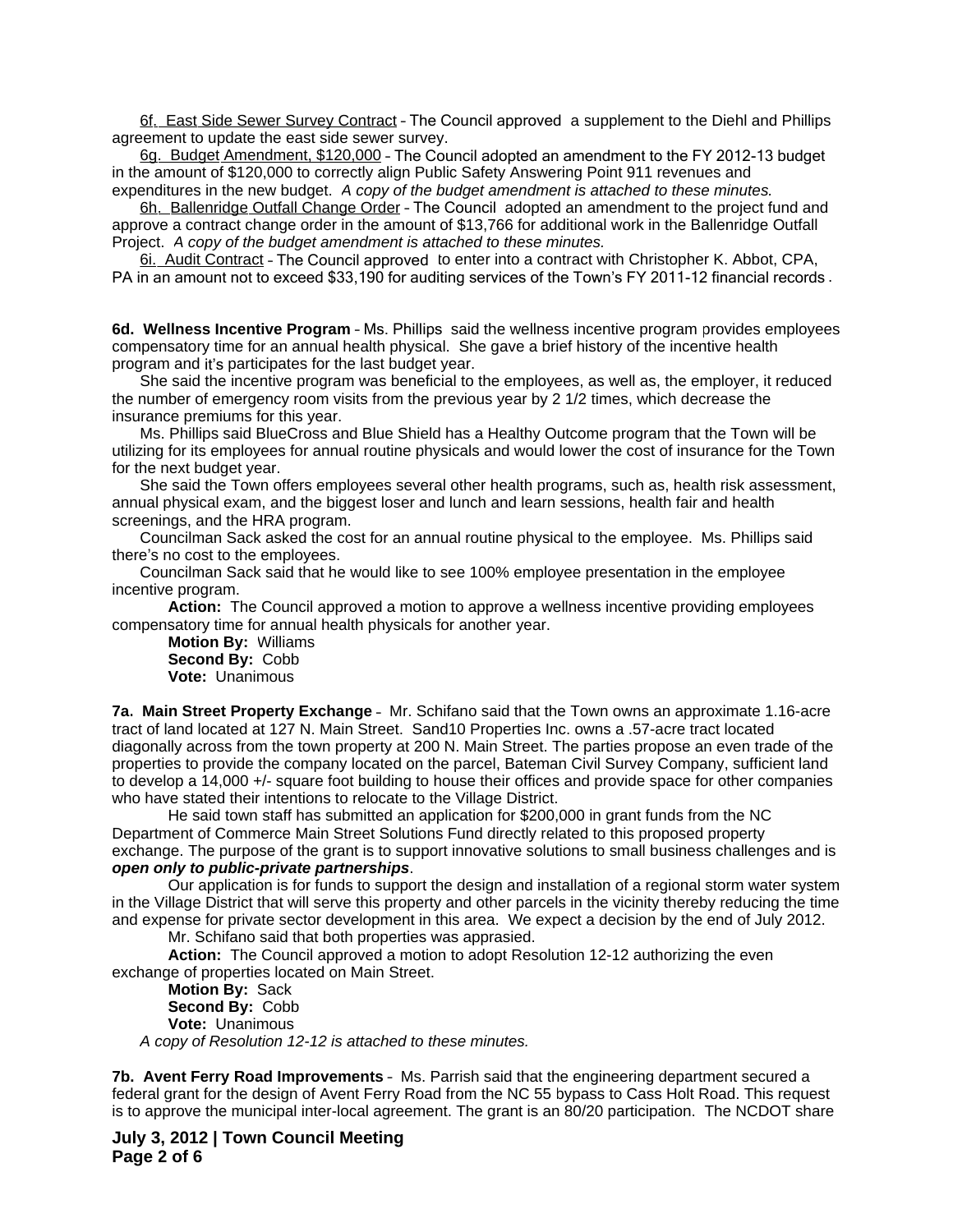6f. East Side Sewer Survey Contract – The Council approved a supplement to the Diehl and Phillips agreement to update the east side sewer survey.

6g. Budget Amendment, $120,000 – The Council adopted an amendment to the FY 2012-13 budget in the amount of $120,000 to correctly align Public Safety Answering Point 911 revenues and expenditures in the new budget. *A copy of the budget amendment is attached to these minutes.*

6h. Ballenridge Outfall Change Order – The Council adopted an amendment to the project fund and approve a contract change order in the amount of $13,766 for additional work in the Ballenridge Outfall Project. *A copy of the budget amendment is attached to these minutes.*

6i. Audit Contract – The Council approved to enter into a contract with Christopher K. Abbot, CPA, PA in an amount not to exceed $33,190 for auditing services of the Town's FY 2011-12 financial records .

**6d. Wellness Incentive Program** – Ms. Phillips said the wellness incentive program provides employees compensatory time for an annual health physical. She gave a brief history of the incentive health program and it's participates for the last budget year.

She said the incentive program was beneficial to the employees, as well as, the employer, it reduced the number of emergency room visits from the previous year by 2 1/2 times, which decrease the insurance premiums for this year.

Ms. Phillips said BlueCross and Blue Shield has a Healthy Outcome program that the Town will be utilizing for its employees for annual routine physicals and would lower the cost of insurance for the Town for the next budget year.

She said the Town offers employees several other health programs, such as, health risk assessment, annual physical exam, and the biggest loser and lunch and learn sessions, health fair and health screenings, and the HRA program.

Councilman Sack asked the cost for an annual routine physical to the employee. Ms. Phillips said there's no cost to the employees.

Councilman Sack said that he would like to see 100% employee presentation in the employee incentive program.

**Action:** The Council approved a motion to approve a wellness incentive providing employees compensatory time for annual health physicals for another year.

**Motion By:** Williams
**Second By:** Cobb
**Vote:** Unanimous

**7a. Main Street Property Exchange** – Mr. Schifano said that the Town owns an approximate 1.16-acre tract of land located at 127 N. Main Street. Sand10 Properties Inc. owns a .57-acre tract located diagonally across from the town property at 200 N. Main Street. The parties propose an even trade of the properties to provide the company located on the parcel, Bateman Civil Survey Company, sufficient land to develop a 14,000 +/- square foot building to house their offices and provide space for other companies who have stated their intentions to relocate to the Village District.

He said town staff has submitted an application for $200,000 in grant funds from the NC Department of Commerce Main Street Solutions Fund directly related to this proposed property exchange. The purpose of the grant is to support innovative solutions to small business challenges and is ***open only to public-private partnerships***.

Our application is for funds to support the design and installation of a regional storm water system in the Village District that will serve this property and other parcels in the vicinity thereby reducing the time and expense for private sector development in this area. We expect a decision by the end of July 2012.

Mr. Schifano said that both properties was apprasied.

**Action:** The Council approved a motion to adopt Resolution 12-12 authorizing the even exchange of properties located on Main Street.

**Motion By:** Sack
**Second By:** Cobb
**Vote:** Unanimous

*A copy of Resolution 12-12 is attached to these minutes.*

**7b. Avent Ferry Road Improvements** – Ms. Parrish said that the engineering department secured a federal grant for the design of Avent Ferry Road from the NC 55 bypass to Cass Holt Road. This request is to approve the municipal inter-local agreement. The grant is an 80/20 participation. The NCDOT share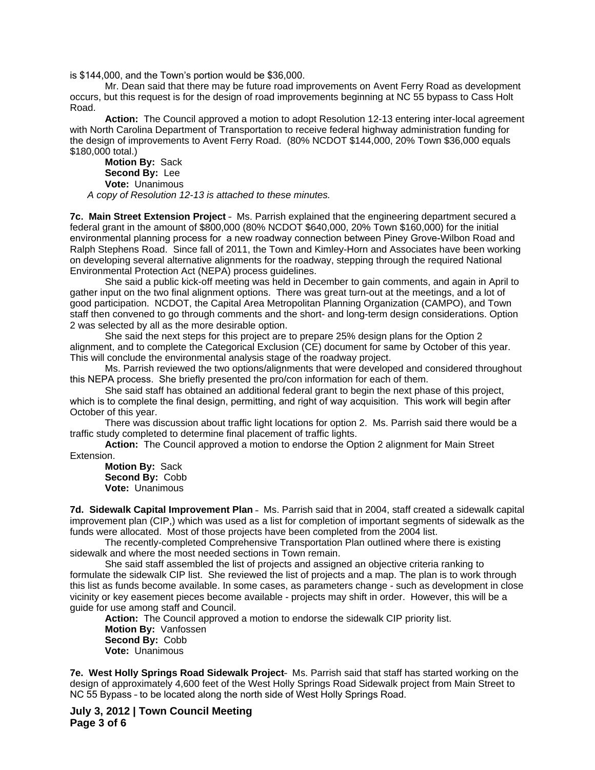is $144,000, and the Town's portion would be $36,000.

Mr. Dean said that there may be future road improvements on Avent Ferry Road as development occurs, but this request is for the design of road improvements beginning at NC 55 bypass to Cass Holt Road.

**Action:** The Council approved a motion to adopt Resolution 12-13 entering inter-local agreement with North Carolina Department of Transportation to receive federal highway administration funding for the design of improvements to Avent Ferry Road. (80% NCDOT $144,000, 20% Town $36,000 equals $180,000 total.)

**Motion By:** Sack
**Second By:** Lee
**Vote:** Unanimous

*A copy of Resolution 12-13 is attached to these minutes.*

**7c. Main Street Extension Project** – Ms. Parrish explained that the engineering department secured a federal grant in the amount of $800,000 (80% NCDOT $640,000, 20% Town $160,000) for the initial environmental planning process for a new roadway connection between Piney Grove-Wilbon Road and Ralph Stephens Road. Since fall of 2011, the Town and Kimley-Horn and Associates have been working on developing several alternative alignments for the roadway, stepping through the required National Environmental Protection Act (NEPA) process guidelines.

She said a public kick-off meeting was held in December to gain comments, and again in April to gather input on the two final alignment options. There was great turn-out at the meetings, and a lot of good participation. NCDOT, the Capital Area Metropolitan Planning Organization (CAMPO), and Town staff then convened to go through comments and the short- and long-term design considerations. Option 2 was selected by all as the more desirable option.

She said the next steps for this project are to prepare 25% design plans for the Option 2 alignment, and to complete the Categorical Exclusion (CE) document for same by October of this year. This will conclude the environmental analysis stage of the roadway project.

Ms. Parrish reviewed the two options/alignments that were developed and considered throughout this NEPA process. She briefly presented the pro/con information for each of them.

She said staff has obtained an additional federal grant to begin the next phase of this project, which is to complete the final design, permitting, and right of way acquisition. This work will begin after October of this year.

There was discussion about traffic light locations for option 2. Ms. Parrish said there would be a traffic study completed to determine final placement of traffic lights.

**Action:** The Council approved a motion to endorse the Option 2 alignment for Main Street Extension.

**Motion By:** Sack
**Second By:** Cobb
**Vote:** Unanimous

**7d. Sidewalk Capital Improvement Plan** – Ms. Parrish said that in 2004, staff created a sidewalk capital improvement plan (CIP,) which was used as a list for completion of important segments of sidewalk as the funds were allocated. Most of those projects have been completed from the 2004 list.

The recently-completed Comprehensive Transportation Plan outlined where there is existing sidewalk and where the most needed sections in Town remain.

She said staff assembled the list of projects and assigned an objective criteria ranking to formulate the sidewalk CIP list. She reviewed the list of projects and a map. The plan is to work through this list as funds become available. In some cases, as parameters change - such as development in close vicinity or key easement pieces become available - projects may shift in order. However, this will be a guide for use among staff and Council.

**Action:** The Council approved a motion to endorse the sidewalk CIP priority list.
**Motion By:** Vanfossen
**Second By:** Cobb
**Vote:** Unanimous

**7e. West Holly Springs Road Sidewalk Project**– Ms. Parrish said that staff has started working on the design of approximately 4,600 feet of the West Holly Springs Road Sidewalk project from Main Street to NC 55 Bypass – to be located along the north side of West Holly Springs Road.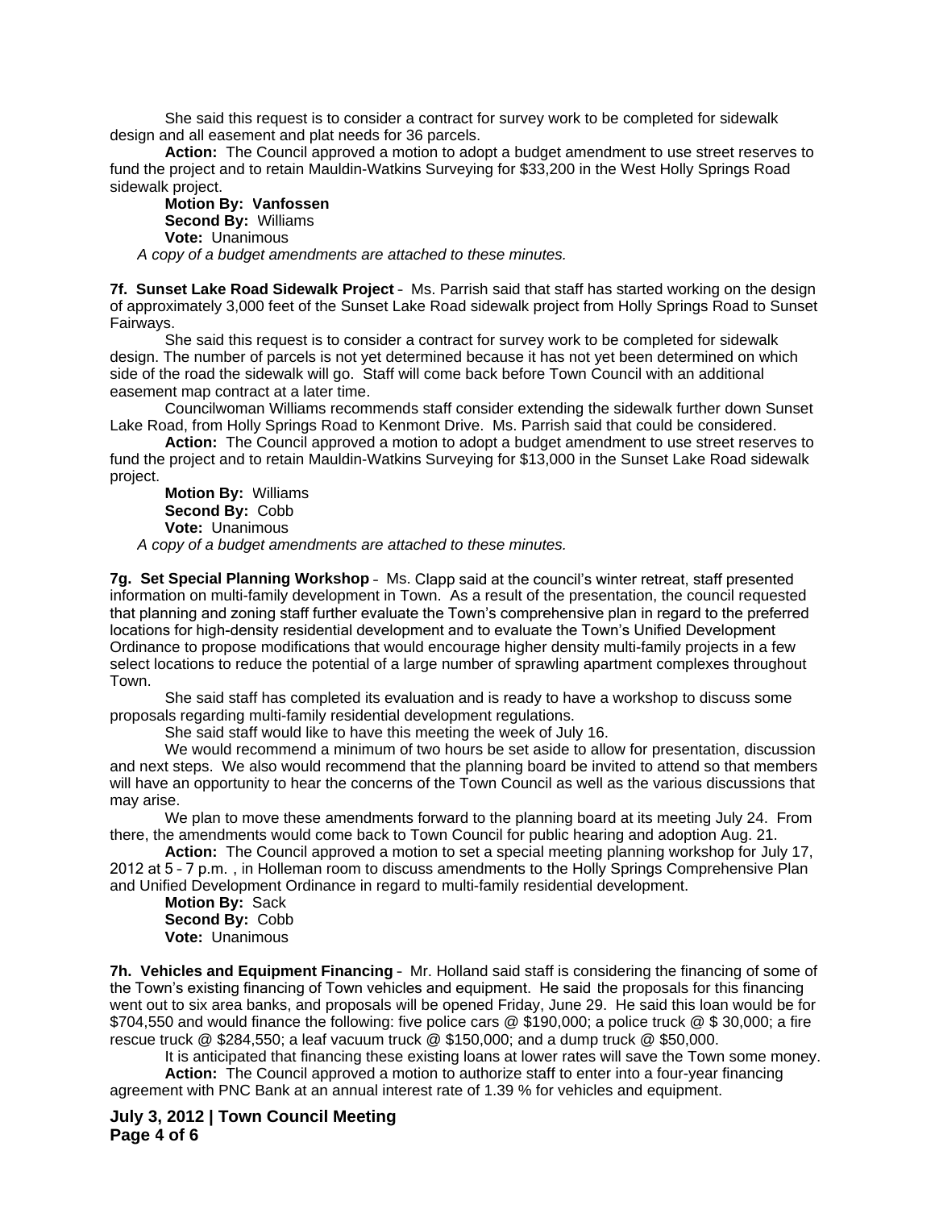She said this request is to consider a contract for survey work to be completed for sidewalk design and all easement and plat needs for 36 parcels.

**Action:** The Council approved a motion to adopt a budget amendment to use street reserves to fund the project and to retain Mauldin-Watkins Surveying for $33,200 in the West Holly Springs Road sidewalk project.

**Motion By: Vanfossen**
**Second By:** Williams
**Vote:** Unanimous

*A copy of a budget amendments are attached to these minutes.*

**7f. Sunset Lake Road Sidewalk Project** – Ms. Parrish said that staff has started working on the design of approximately 3,000 feet of the Sunset Lake Road sidewalk project from Holly Springs Road to Sunset Fairways.

She said this request is to consider a contract for survey work to be completed for sidewalk design. The number of parcels is not yet determined because it has not yet been determined on which side of the road the sidewalk will go. Staff will come back before Town Council with an additional easement map contract at a later time.

Councilwoman Williams recommends staff consider extending the sidewalk further down Sunset Lake Road, from Holly Springs Road to Kenmont Drive. Ms. Parrish said that could be considered.

**Action:** The Council approved a motion to adopt a budget amendment to use street reserves to fund the project and to retain Mauldin-Watkins Surveying for $13,000 in the Sunset Lake Road sidewalk project.

**Motion By:** Williams
**Second By:** Cobb
**Vote:** Unanimous

*A copy of a budget amendments are attached to these minutes.*

**7g. Set Special Planning Workshop** – Ms. Clapp said at the council's winter retreat, staff presented information on multi-family development in Town. As a result of the presentation, the council requested that planning and zoning staff further evaluate the Town's comprehensive plan in regard to the preferred locations for high-density residential development and to evaluate the Town's Unified Development Ordinance to propose modifications that would encourage higher density multi-family projects in a few select locations to reduce the potential of a large number of sprawling apartment complexes throughout Town.

She said staff has completed its evaluation and is ready to have a workshop to discuss some proposals regarding multi-family residential development regulations.

She said staff would like to have this meeting the week of July 16.

We would recommend a minimum of two hours be set aside to allow for presentation, discussion and next steps. We also would recommend that the planning board be invited to attend so that members will have an opportunity to hear the concerns of the Town Council as well as the various discussions that may arise.

We plan to move these amendments forward to the planning board at its meeting July 24. From there, the amendments would come back to Town Council for public hearing and adoption Aug. 21.

**Action:** The Council approved a motion to set a special meeting planning workshop for July 17, 2012 at 5 – 7 p.m. , in Holleman room to discuss amendments to the Holly Springs Comprehensive Plan and Unified Development Ordinance in regard to multi-family residential development.

**Motion By:** Sack
**Second By:** Cobb
**Vote:** Unanimous

**7h. Vehicles and Equipment Financing** – Mr. Holland said staff is considering the financing of some of the Town's existing financing of Town vehicles and equipment. He said the proposals for this financing went out to six area banks, and proposals will be opened Friday, June 29. He said this loan would be for $704,550 and would finance the following: five police cars @ $190,000; a police truck @ $ 30,000; a fire rescue truck @ $284,550; a leaf vacuum truck @ $150,000; and a dump truck @ $50,000.

It is anticipated that financing these existing loans at lower rates will save the Town some money.

**Action:** The Council approved a motion to authorize staff to enter into a four-year financing agreement with PNC Bank at an annual interest rate of 1.39 % for vehicles and equipment.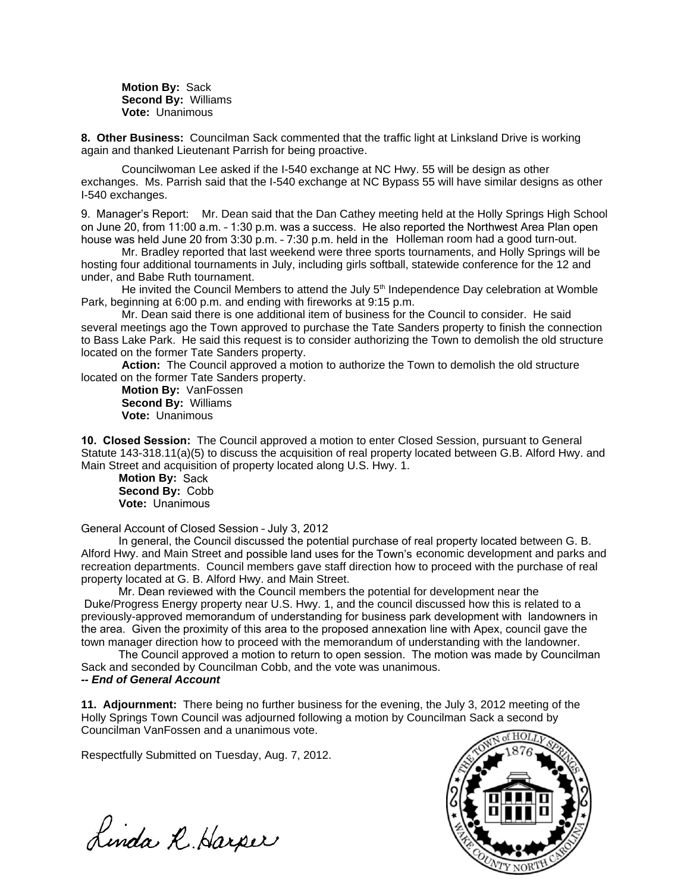**Motion By:** Sack
**Second By:** Williams
**Vote:** Unanimous

**8. Other Business:** Councilman Sack commented that the traffic light at Linksland Drive is working again and thanked Lieutenant Parrish for being proactive.

Councilwoman Lee asked if the I-540 exchange at NC Hwy. 55 will be design as other exchanges. Ms. Parrish said that the I-540 exchange at NC Bypass 55 will have similar designs as other I-540 exchanges.

9. Manager's Report: Mr. Dean said that the Dan Cathey meeting held at the Holly Springs High School on June 20, from 11:00 a.m. - 1:30 p.m. was a success. He also reported the Northwest Area Plan open house was held June 20 from 3:30 p.m. - 7:30 p.m. held in the Holleman room had a good turn-out.

Mr. Bradley reported that last weekend were three sports tournaments, and Holly Springs will be hosting four additional tournaments in July, including girls softball, statewide conference for the 12 and under, and Babe Ruth tournament.

He invited the Council Members to attend the July 5th Independence Day celebration at Womble Park, beginning at 6:00 p.m. and ending with fireworks at 9:15 p.m.

Mr. Dean said there is one additional item of business for the Council to consider. He said several meetings ago the Town approved to purchase the Tate Sanders property to finish the connection to Bass Lake Park. He said this request is to consider authorizing the Town to demolish the old structure located on the former Tate Sanders property.

**Action:** The Council approved a motion to authorize the Town to demolish the old structure located on the former Tate Sanders property.

**Motion By:** VanFossen
**Second By:** Williams
**Vote:** Unanimous

**10. Closed Session:** The Council approved a motion to enter Closed Session, pursuant to General Statute 143-318.11(a)(5) to discuss the acquisition of real property located between G.B. Alford Hwy. and Main Street and acquisition of property located along U.S. Hwy. 1.

**Motion By:** Sack
**Second By:** Cobb
**Vote:** Unanimous

General Account of Closed Session – July 3, 2012

In general, the Council discussed the potential purchase of real property located between G. B. Alford Hwy. and Main Street and possible land uses for the Town's economic development and parks and recreation departments. Council members gave staff direction how to proceed with the purchase of real property located at G. B. Alford Hwy. and Main Street.

Mr. Dean reviewed with the Council members the potential for development near the Duke/Progress Energy property near U.S. Hwy. 1, and the council discussed how this is related to a previously-approved memorandum of understanding for business park development with landowners in the area. Given the proximity of this area to the proposed annexation line with Apex, council gave the town manager direction how to proceed with the memorandum of understanding with the landowner.

The Council approved a motion to return to open session. The motion was made by Councilman Sack and seconded by Councilman Cobb, and the vote was unanimous.

***-- End of General Account***

**11. Adjournment:** There being no further business for the evening, the July 3, 2012 meeting of the Holly Springs Town Council was adjourned following a motion by Councilman Sack a second by Councilman VanFossen and a unanimous vote.

Respectfully Submitted on Tuesday, Aug. 7, 2012.

Linda R. Harper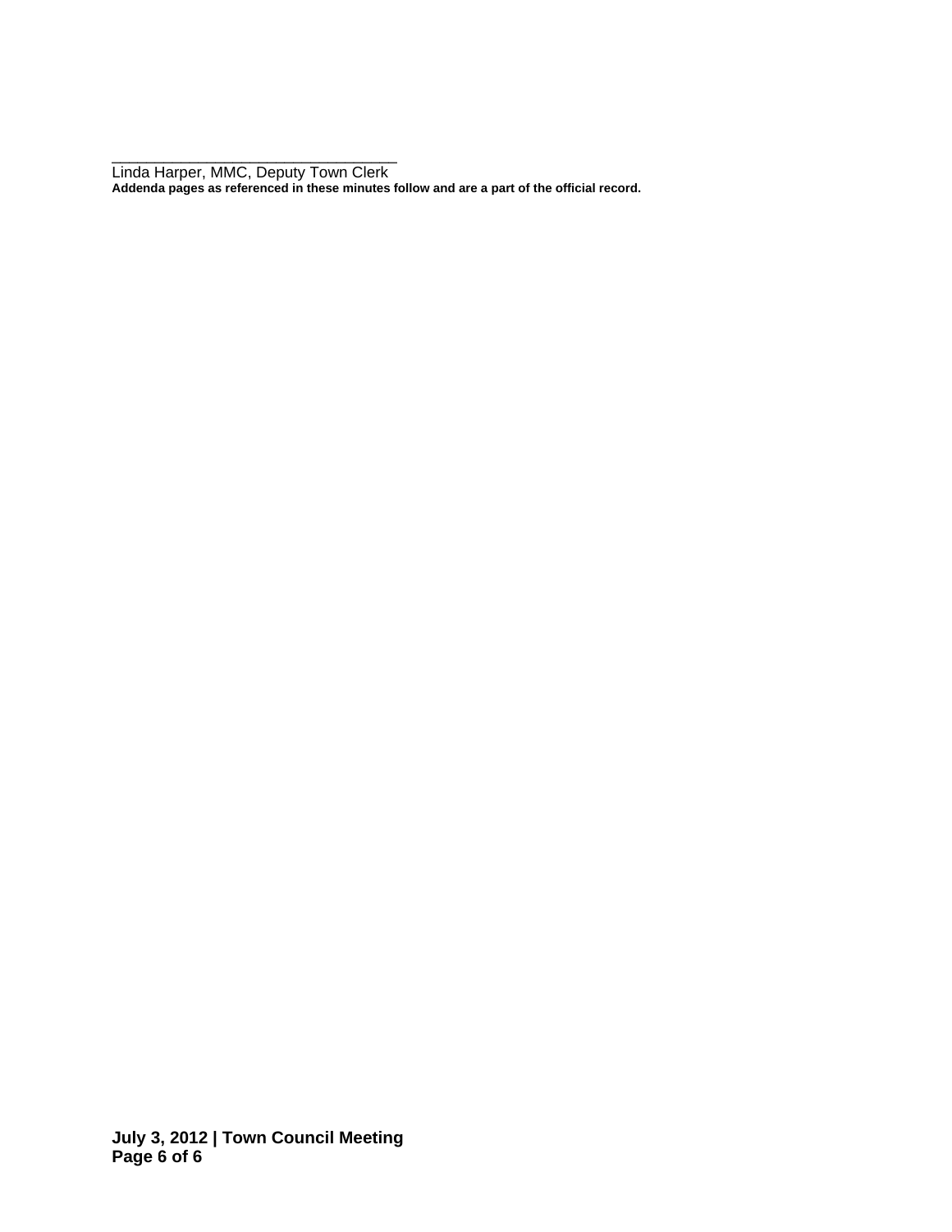\_\_\_\_\_\_\_\_\_\_\_\_\_\_\_\_\_\_\_\_\_\_\_\_\_\_\_\_\_\_\_\_\_\_

Linda Harper, MMC, Deputy Town Clerk

**Addenda pages as referenced in these minutes follow and are a part of the official record.**